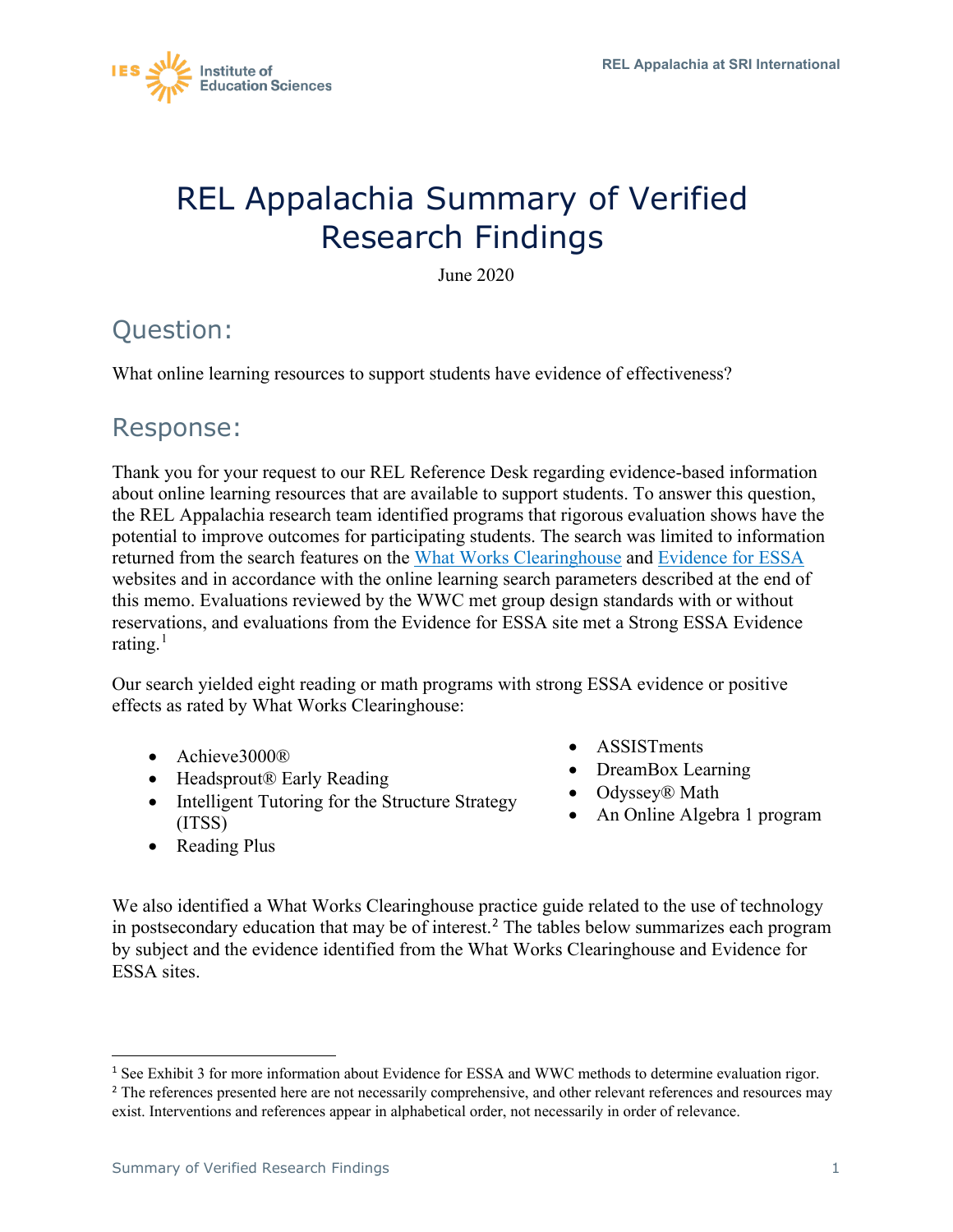# REL Appalachia Summary of Verified Research Findings

June 2020

## Question:

What online learning resources to support students have evidence of effectiveness?

## Response:

Thank you for your request to our REL Reference Desk regarding evidence-based information about online learning resources that are available to support students. To answer this question, the REL Appalachia research team identified programs that rigorous evaluation shows have the potential to improve outcomes for participating students. The search was limited to information returned from the search features on the [What Works Clearinghouse]() and [Evidence for ESSA]() websites and in accordance with the online learning search parameters described at the end of this memo. Evaluations reviewed by the WWC met group design standards with or without reservations, and evaluations from the Evidence for ESSA site met a Strong ESSA Evidence rating.[1]

Our search yielded eight reading or math programs with strong ESSA evidence or positive effects as rated by What Works Clearinghouse:

- Achieve3000®
- Headsprout® Early Reading
- Intelligent Tutoring for the Structure Strategy (ITSS)
- Reading Plus
- ASSISTments
- DreamBox Learning
- Odyssey® Math
- An Online Algebra 1 program

We also identified a What Works Clearinghouse practice guide related to the use of technology in postsecondary education that may be of interest.[2] The tables below summarizes each program by subject and the evidence identified from the What Works Clearinghouse and Evidence for ESSA sites.

---

[1] See Exhibit 3 for more information about Evidence for ESSA and WWC methods to determine evaluation rigor.

[2] The references presented here are not necessarily comprehensive, and other relevant references and resources may exist. Interventions and references appear in alphabetical order, not necessarily in order of relevance.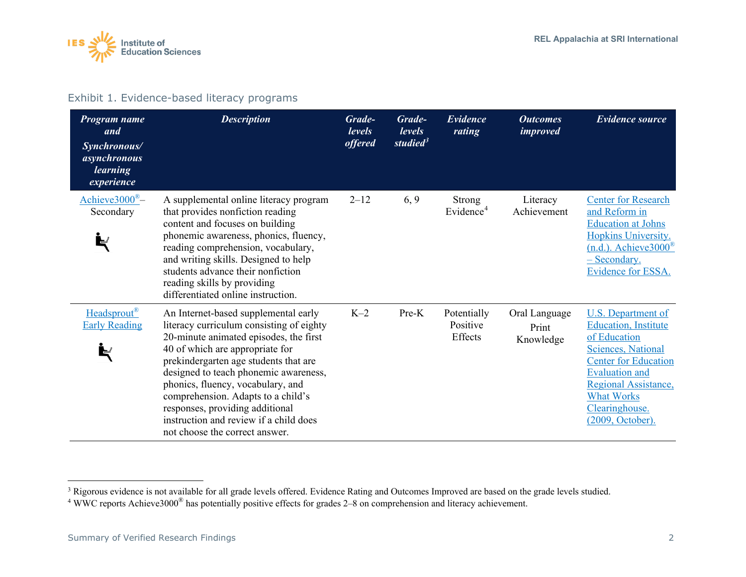Exhibit 1. Evidence-based literacy programs

| *Program name and Synchronous/ asynchronous learning experience* | *Description* | *Grade-levels offered* | *Grade-levels studied*[3] | *Evidence rating* | *Outcomes improved* | *Evidence source* |
|---|---|---|---|---|---|---|
| Achieve3000®– Secondary | A supplemental online literacy program that provides nonfiction reading content and focuses on building phonemic awareness, phonics, fluency, reading comprehension, vocabulary, and writing skills. Designed to help students advance their nonfiction reading skills by providing differentiated online instruction. | 2–12 | 6, 9 | Strong Evidence[4] | Literacy Achievement | Center for Research and Reform in Education at Johns Hopkins University. (n.d.). Achieve3000® – Secondary. Evidence for ESSA. |
| Headsprout® Early Reading | An Internet-based supplemental early literacy curriculum consisting of eighty 20-minute animated episodes, the first 40 of which are appropriate for prekindergarten age students that are designed to teach phonemic awareness, phonics, fluency, vocabulary, and comprehension. Adapts to a child's responses, providing additional instruction and review if a child does not choose the correct answer. | K–2 | Pre-K | Potentially Positive Effects | Oral Language Print Knowledge | U.S. Department of Education, Institute of Education Sciences, National Center for Education Evaluation and Regional Assistance, What Works Clearinghouse. (2009, October). |

[3] Rigorous evidence is not available for all grade levels offered. Evidence Rating and Outcomes Improved are based on the grade levels studied.

[4] WWC reports Achieve3000® has potentially positive effects for grades 2–8 on comprehension and literacy achievement.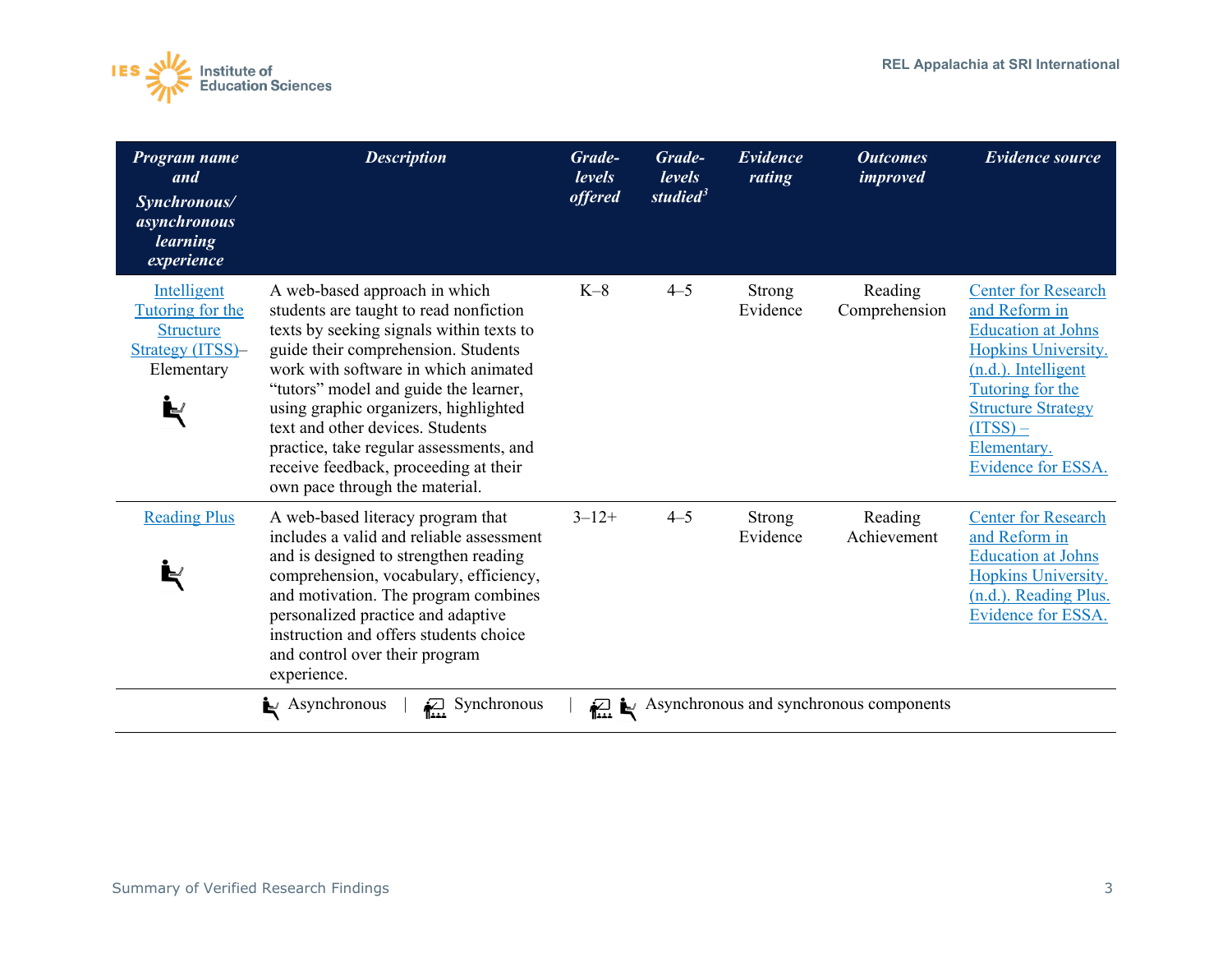| Program name and Synchronous/ asynchronous learning experience | Description | Grade-levels offered | Grade-levels studied[3] | Evidence rating | Outcomes improved | Evidence source |
|---|---|---|---|---|---|---|
| Intelligent Tutoring for the Structure Strategy (ITSS)–Elementary (Asynchronous) | A web-based approach in which students are taught to read nonfiction texts by seeking signals within texts to guide their comprehension. Students work with software in which animated "tutors" model and guide the learner, using graphic organizers, highlighted text and other devices. Students practice, take regular assessments, and receive feedback, proceeding at their own pace through the material. | K–8 | 4–5 | Strong Evidence | Reading Comprehension | Center for Research and Reform in Education at Johns Hopkins University. (n.d.). Intelligent Tutoring for the Structure Strategy (ITSS) – Elementary. Evidence for ESSA. |
| Reading Plus (Asynchronous) | A web-based literacy program that includes a valid and reliable assessment and is designed to strengthen reading comprehension, vocabulary, efficiency, and motivation. The program combines personalized practice and adaptive instruction and offers students choice and control over their program experience. | 3–12+ | 4–5 | Strong Evidence | Reading Achievement | Center for Research and Reform in Education at Johns Hopkins University. (n.d.). Reading Plus. Evidence for ESSA. |

Asynchronous | Synchronous | Asynchronous and synchronous components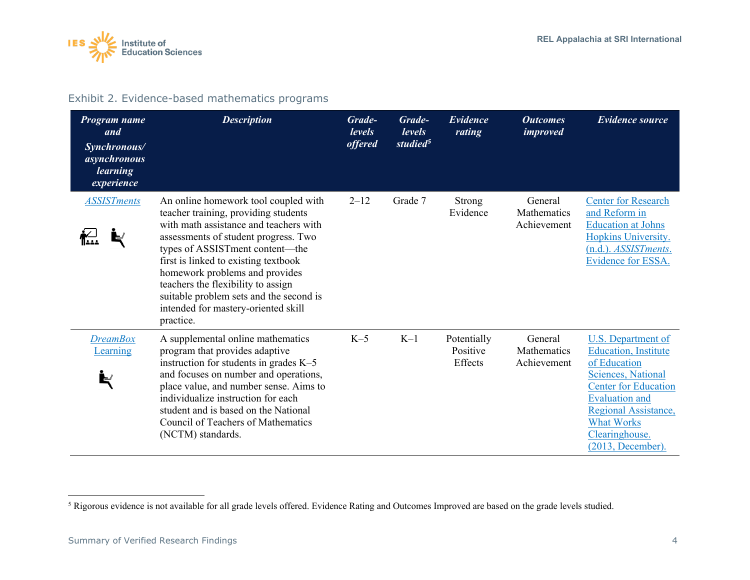Exhibit 2. Evidence-based mathematics programs

| *Program name and Synchronous/ asynchronous learning experience* | *Description* | *Grade-levels offered* | *Grade-levels studied*[5] | *Evidence rating* | *Outcomes improved* | *Evidence source* |
|---|---|---|---|---|---|---|
| *ASSISTments* | An online homework tool coupled with teacher training, providing students with math assistance and teachers with assessments of student progress. Two types of ASSISTment content—the first is linked to existing textbook homework problems and provides teachers the flexibility to assign suitable problem sets and the second is intended for mastery-oriented skill practice. | 2–12 | Grade 7 | Strong Evidence | General Mathematics Achievement | Center for Research and Reform in Education at Johns Hopkins University. (n.d.). *ASSISTments*. Evidence for ESSA. |
| *DreamBox Learning* | A supplemental online mathematics program that provides adaptive instruction for students in grades K–5 and focuses on number and operations, place value, and number sense. Aims to individualize instruction for each student and is based on the National Council of Teachers of Mathematics (NCTM) standards. | K–5 | K–1 | Potentially Positive Effects | General Mathematics Achievement | U.S. Department of Education, Institute of Education Sciences, National Center for Education Evaluation and Regional Assistance, What Works Clearinghouse. (2013, December). |

[5] Rigorous evidence is not available for all grade levels offered. Evidence Rating and Outcomes Improved are based on the grade levels studied.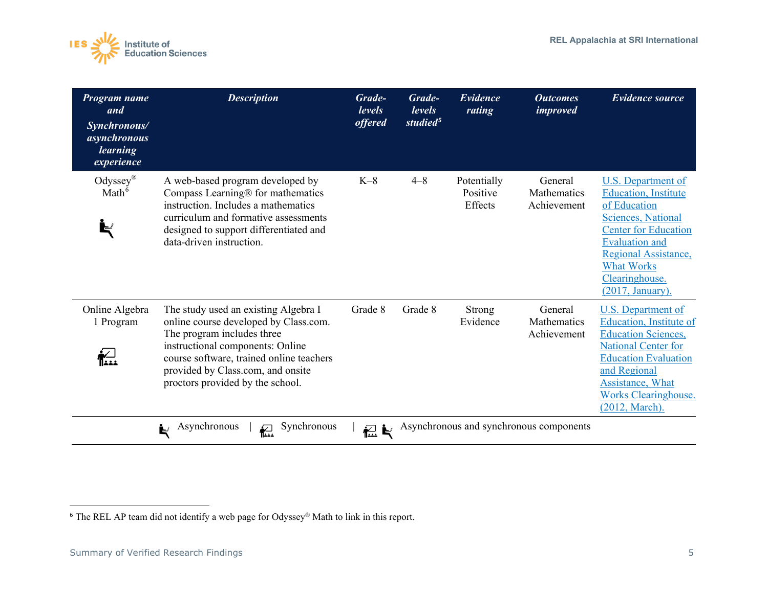| *Program name and Synchronous/ asynchronous learning experience* | *Description* | *Grade-levels offered* | *Grade-levels studied*[5] | *Evidence rating* | *Outcomes improved* | *Evidence source* |
|---|---|---|---|---|---|---|
| Odyssey® Math[6] | A web-based program developed by Compass Learning® for mathematics instruction. Includes a mathematics curriculum and formative assessments designed to support differentiated and data-driven instruction. | K–8 | 4–8 | Potentially Positive Effects | General Mathematics Achievement | U.S. Department of Education, Institute of Education Sciences, National Center for Education Evaluation and Regional Assistance, What Works Clearinghouse. (2017, January). |
| Online Algebra 1 Program | The study used an existing Algebra I online course developed by Class.com. The program includes three instructional components: Online course software, trained online teachers provided by Class.com, and onsite proctors provided by the school. | Grade 8 | Grade 8 | Strong Evidence | General Mathematics Achievement | U.S. Department of Education, Institute of Education Sciences, National Center for Education Evaluation and Regional Assistance, What Works Clearinghouse. (2012, March). |

Asynchronous | Synchronous | Asynchronous and synchronous components

[6] The REL AP team did not identify a web page for Odyssey® Math to link in this report.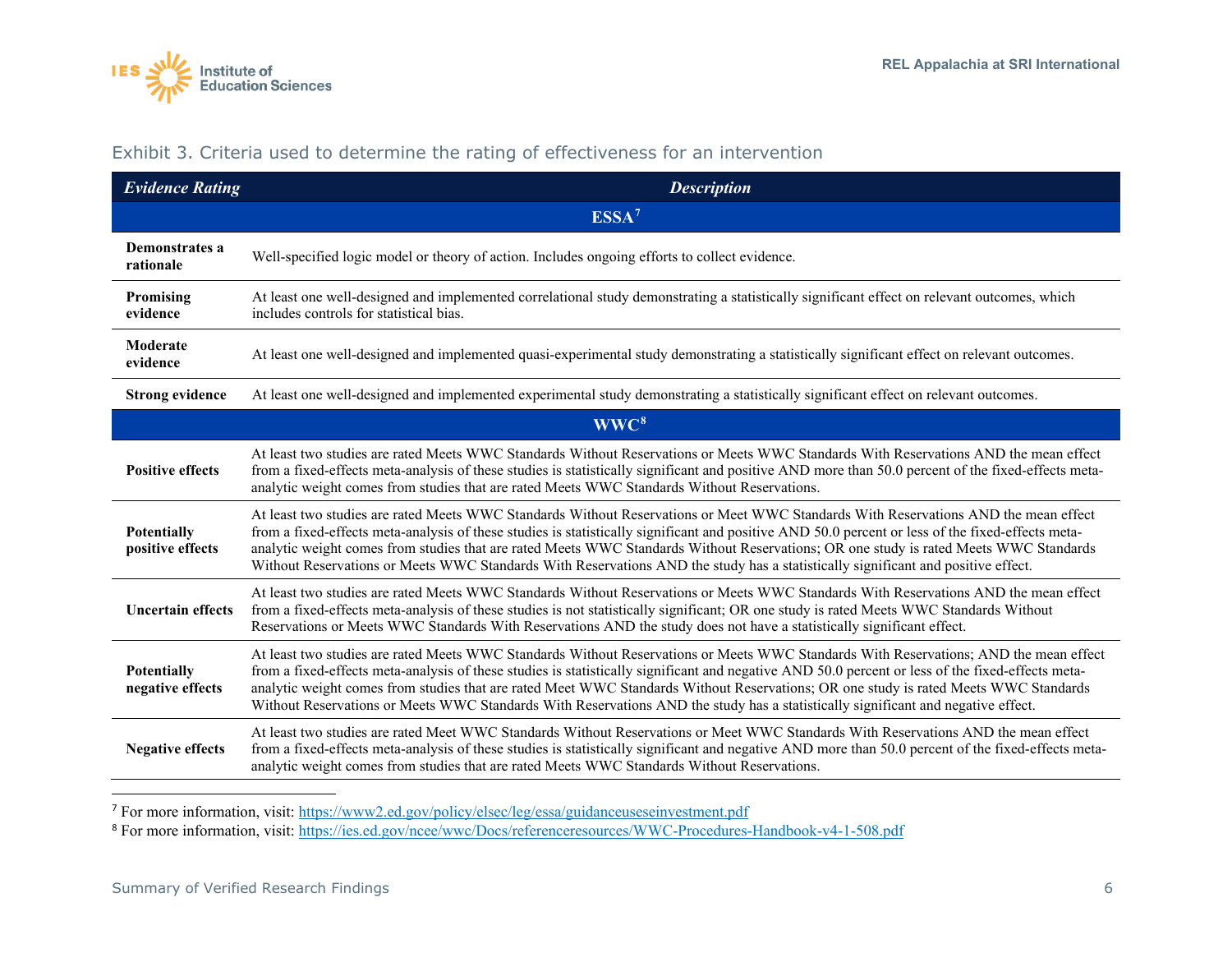Exhibit 3. Criteria used to determine the rating of effectiveness for an intervention

| *Evidence Rating* | *Description* |
|---|---|
| **ESSA**[7] | |
| **Demonstrates a rationale** | Well-specified logic model or theory of action. Includes ongoing efforts to collect evidence. |
| **Promising evidence** | At least one well-designed and implemented correlational study demonstrating a statistically significant effect on relevant outcomes, which includes controls for statistical bias. |
| **Moderate evidence** | At least one well-designed and implemented quasi-experimental study demonstrating a statistically significant effect on relevant outcomes. |
| **Strong evidence** | At least one well-designed and implemented experimental study demonstrating a statistically significant effect on relevant outcomes. |
| **WWC**[8] | |
| **Positive effects** | At least two studies are rated Meets WWC Standards Without Reservations or Meets WWC Standards With Reservations AND the mean effect from a fixed-effects meta-analysis of these studies is statistically significant and positive AND more than 50.0 percent of the fixed-effects meta-analytic weight comes from studies that are rated Meets WWC Standards Without Reservations. |
| **Potentially positive effects** | At least two studies are rated Meets WWC Standards Without Reservations or Meet WWC Standards With Reservations AND the mean effect from a fixed-effects meta-analysis of these studies is statistically significant and positive AND 50.0 percent or less of the fixed-effects meta-analytic weight comes from studies that are rated Meets WWC Standards Without Reservations; OR one study is rated Meets WWC Standards Without Reservations or Meets WWC Standards With Reservations AND the study has a statistically significant and positive effect. |
| **Uncertain effects** | At least two studies are rated Meets WWC Standards Without Reservations or Meets WWC Standards With Reservations AND the mean effect from a fixed-effects meta-analysis of these studies is not statistically significant; OR one study is rated Meets WWC Standards Without Reservations or Meets WWC Standards With Reservations AND the study does not have a statistically significant effect. |
| **Potentially negative effects** | At least two studies are rated Meets WWC Standards Without Reservations or Meets WWC Standards With Reservations; AND the mean effect from a fixed-effects meta-analysis of these studies is statistically significant and negative AND 50.0 percent or less of the fixed-effects meta-analytic weight comes from studies that are rated Meet WWC Standards Without Reservations; OR one study is rated Meets WWC Standards Without Reservations or Meets WWC Standards With Reservations AND the study has a statistically significant and negative effect. |
| **Negative effects** | At least two studies are rated Meet WWC Standards Without Reservations or Meet WWC Standards With Reservations AND the mean effect from a fixed-effects meta-analysis of these studies is statistically significant and negative AND more than 50.0 percent of the fixed-effects meta-analytic weight comes from studies that are rated Meets WWC Standards Without Reservations. |

[7] For more information, visit: https://www2.ed.gov/policy/elsec/leg/essa/guidanceuseseinvestment.pdf

[8] For more information, visit: https://ies.ed.gov/ncee/wwc/Docs/referenceresources/WWC-Procedures-Handbook-v4-1-508.pdf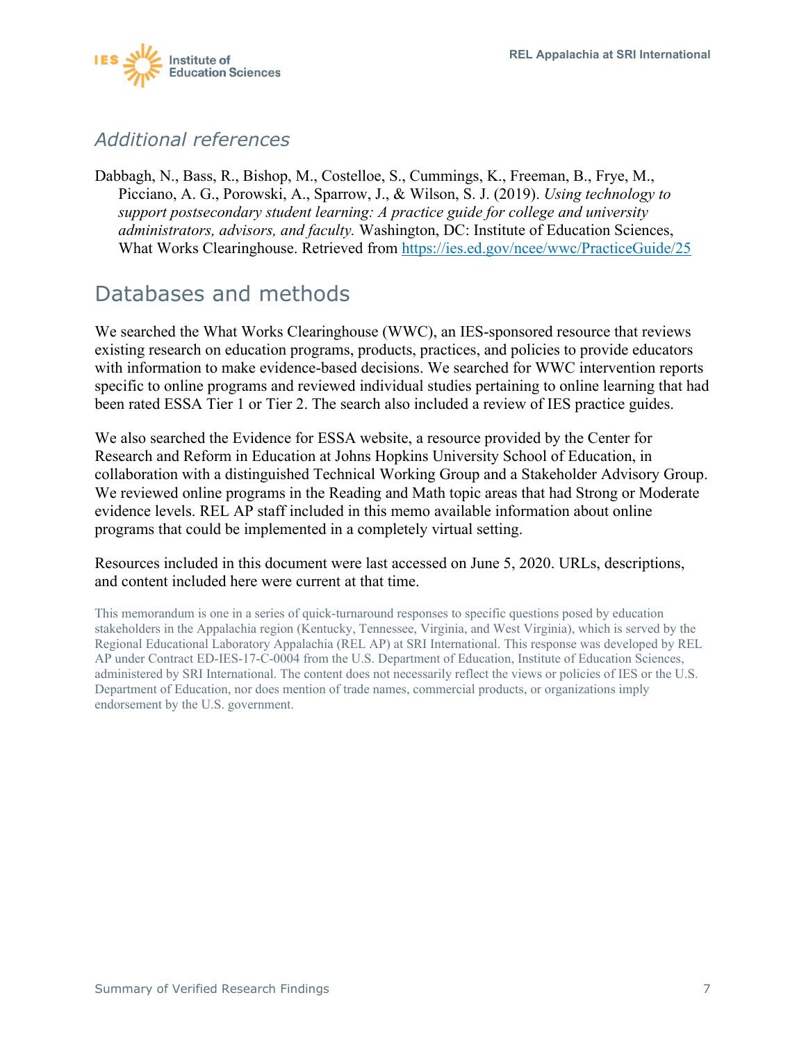### *Additional references*

Dabbagh, N., Bass, R., Bishop, M., Costelloe, S., Cummings, K., Freeman, B., Frye, M., Picciano, A. G., Porowski, A., Sparrow, J., & Wilson, S. J. (2019). *Using technology to support postsecondary student learning: A practice guide for college and university administrators, advisors, and faculty.* Washington, DC: Institute of Education Sciences, What Works Clearinghouse. Retrieved from https://ies.ed.gov/ncee/wwc/PracticeGuide/25

## Databases and methods

We searched the What Works Clearinghouse (WWC), an IES-sponsored resource that reviews existing research on education programs, products, practices, and policies to provide educators with information to make evidence-based decisions. We searched for WWC intervention reports specific to online programs and reviewed individual studies pertaining to online learning that had been rated ESSA Tier 1 or Tier 2. The search also included a review of IES practice guides.

We also searched the Evidence for ESSA website, a resource provided by the Center for Research and Reform in Education at Johns Hopkins University School of Education, in collaboration with a distinguished Technical Working Group and a Stakeholder Advisory Group. We reviewed online programs in the Reading and Math topic areas that had Strong or Moderate evidence levels. REL AP staff included in this memo available information about online programs that could be implemented in a completely virtual setting.

Resources included in this document were last accessed on June 5, 2020. URLs, descriptions, and content included here were current at that time.

This memorandum is one in a series of quick-turnaround responses to specific questions posed by education stakeholders in the Appalachia region (Kentucky, Tennessee, Virginia, and West Virginia), which is served by the Regional Educational Laboratory Appalachia (REL AP) at SRI International. This response was developed by REL AP under Contract ED-IES-17-C-0004 from the U.S. Department of Education, Institute of Education Sciences, administered by SRI International. The content does not necessarily reflect the views or policies of IES or the U.S. Department of Education, nor does mention of trade names, commercial products, or organizations imply endorsement by the U.S. government.